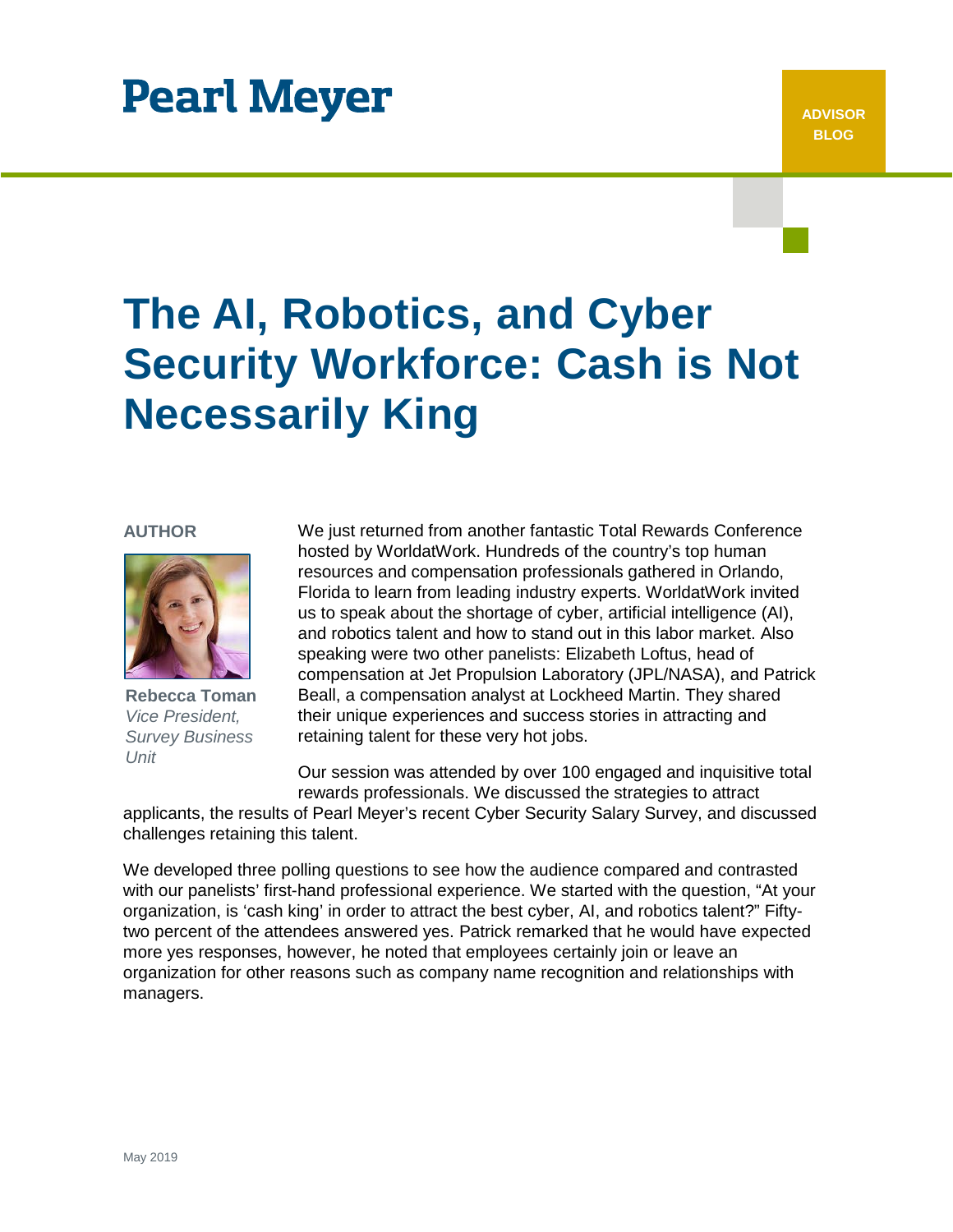# Pearl Meyer

ADVISOR BLOG

# The AI, Robotics, and Cyber Security Workforce: Cash is Not Necessarily King

**AUTHOR**

**Rebecca Toman**
*Vice President, Survey Business Unit*

We just returned from another fantastic Total Rewards Conference hosted by WorldatWork. Hundreds of the country's top human resources and compensation professionals gathered in Orlando, Florida to learn from leading industry experts. WorldatWork invited us to speak about the shortage of cyber, artificial intelligence (AI), and robotics talent and how to stand out in this labor market. Also speaking were two other panelists: Elizabeth Loftus, head of compensation at Jet Propulsion Laboratory (JPL/NASA), and Patrick Beall, a compensation analyst at Lockheed Martin. They shared their unique experiences and success stories in attracting and retaining talent for these very hot jobs.

Our session was attended by over 100 engaged and inquisitive total rewards professionals. We discussed the strategies to attract applicants, the results of Pearl Meyer's recent Cyber Security Salary Survey, and discussed challenges retaining this talent.

We developed three polling questions to see how the audience compared and contrasted with our panelists' first-hand professional experience. We started with the question, "At your organization, is 'cash king' in order to attract the best cyber, AI, and robotics talent?" Fifty-two percent of the attendees answered yes. Patrick remarked that he would have expected more yes responses, however, he noted that employees certainly join or leave an organization for other reasons such as company name recognition and relationships with managers.

May 2019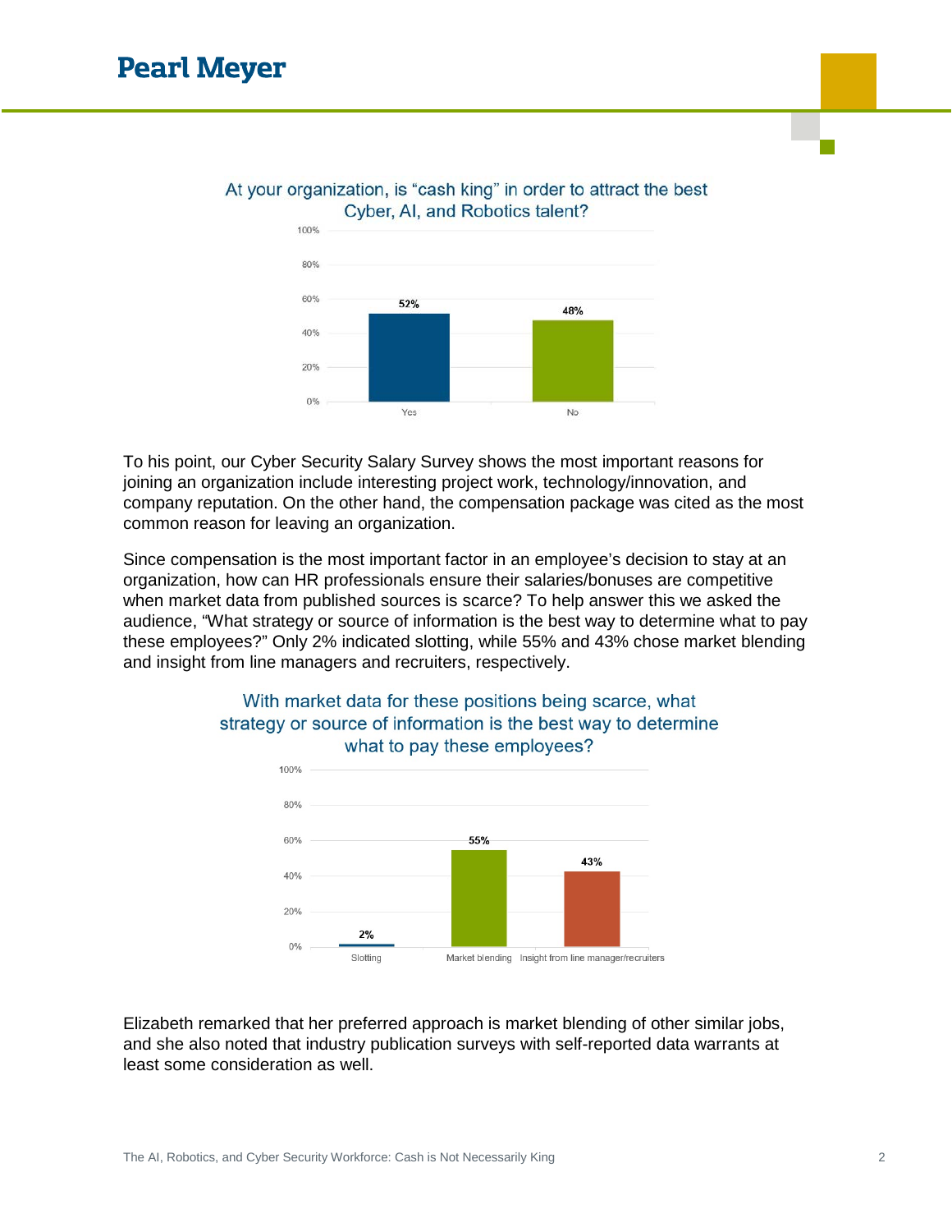At your organization, is "cash king" in order to attract the best Cyber, AI, and Robotics talent?

| Response | Percentage |
| --- | --- |
| Yes | 52% |
| No | 48% |

To his point, our Cyber Security Salary Survey shows the most important reasons for joining an organization include interesting project work, technology/innovation, and company reputation. On the other hand, the compensation package was cited as the most common reason for leaving an organization.

Since compensation is the most important factor in an employee's decision to stay at an organization, how can HR professionals ensure their salaries/bonuses are competitive when market data from published sources is scarce? To help answer this we asked the audience, "What strategy or source of information is the best way to determine what to pay these employees?" Only 2% indicated slotting, while 55% and 43% chose market blending and insight from line managers and recruiters, respectively.

With market data for these positions being scarce, what strategy or source of information is the best way to determine what to pay these employees?

| Response | Percentage |
| --- | --- |
| Slotting | 2% |
| Market blending | 55% |
| Insight from line manager/recruiters | 43% |

Elizabeth remarked that her preferred approach is market blending of other similar jobs, and she also noted that industry publication surveys with self-reported data warrants at least some consideration as well.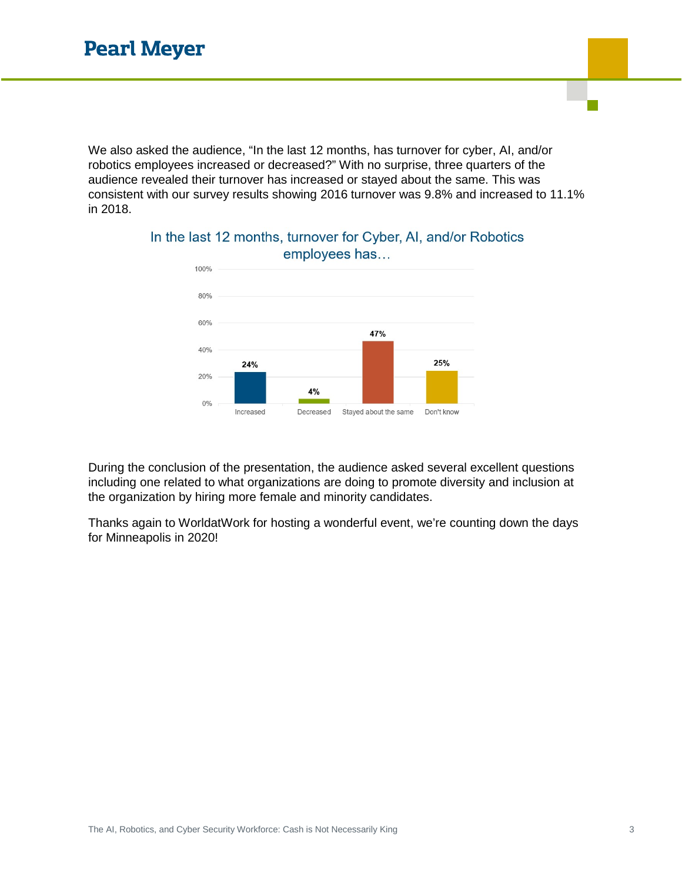We also asked the audience, “In the last 12 months, has turnover for cyber, AI, and/or robotics employees increased or decreased?” With no surprise, three quarters of the audience revealed their turnover has increased or stayed about the same. This was consistent with our survey results showing 2016 turnover was 9.8% and increased to 11.1% in 2018.

**In the last 12 months, turnover for Cyber, AI, and/or Robotics employees has…**

| Response | Percentage |
|---|---|
| Increased | 24% |
| Decreased | 4% |
| Stayed about the same | 47% |
| Don't know | 25% |

During the conclusion of the presentation, the audience asked several excellent questions including one related to what organizations are doing to promote diversity and inclusion at the organization by hiring more female and minority candidates.

Thanks again to WorldatWork for hosting a wonderful event, we’re counting down the days for Minneapolis in 2020!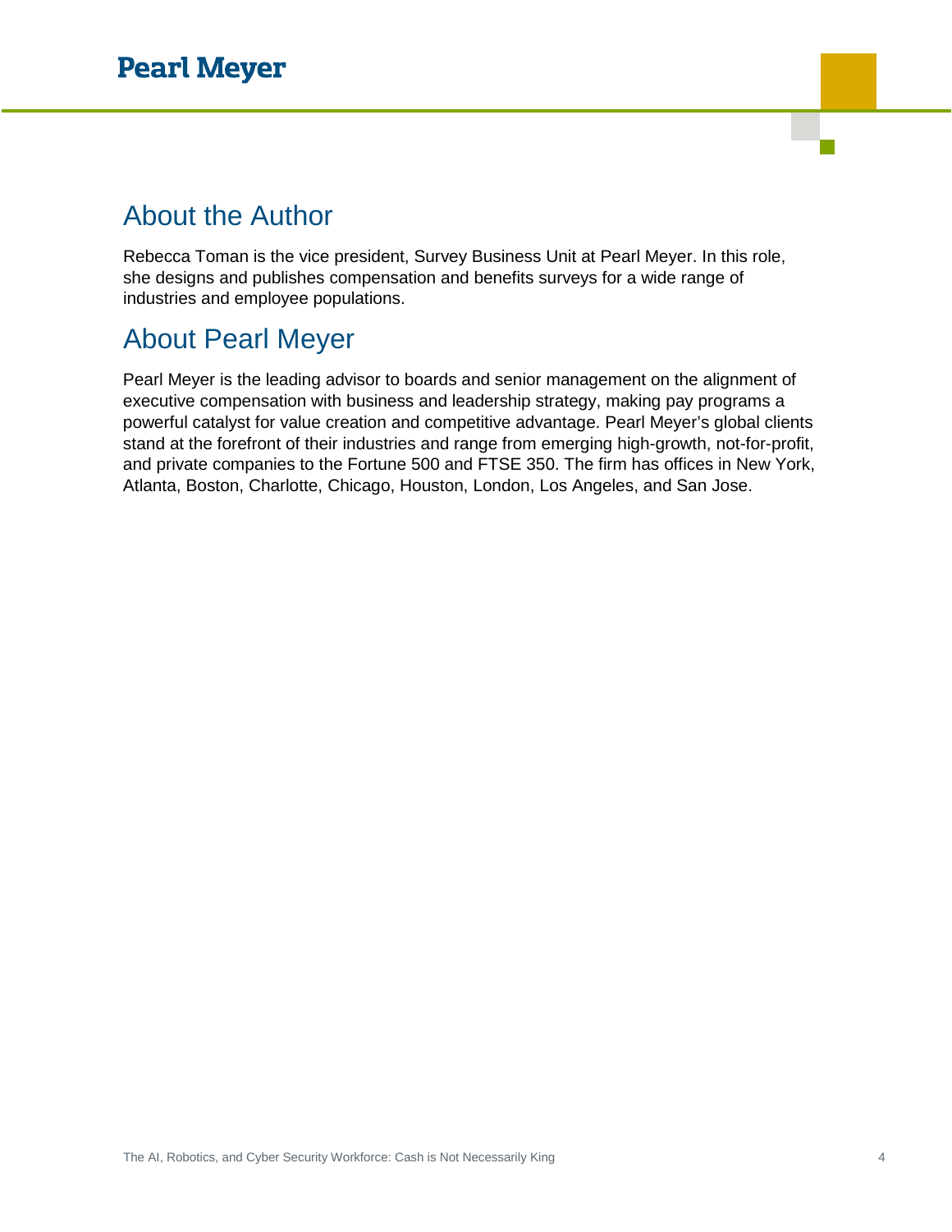## About the Author

Rebecca Toman is the vice president, Survey Business Unit at Pearl Meyer. In this role, she designs and publishes compensation and benefits surveys for a wide range of industries and employee populations.

## About Pearl Meyer

Pearl Meyer is the leading advisor to boards and senior management on the alignment of executive compensation with business and leadership strategy, making pay programs a powerful catalyst for value creation and competitive advantage. Pearl Meyer's global clients stand at the forefront of their industries and range from emerging high-growth, not-for-profit, and private companies to the Fortune 500 and FTSE 350. The firm has offices in New York, Atlanta, Boston, Charlotte, Chicago, Houston, London, Los Angeles, and San Jose.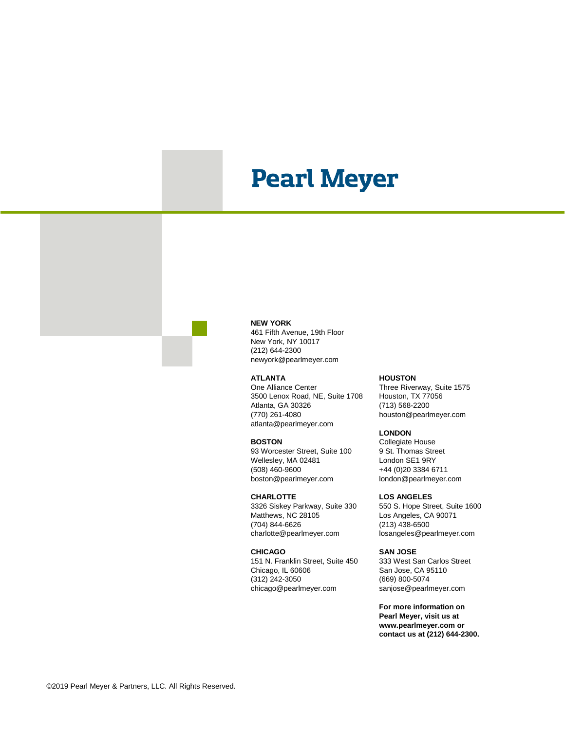# Pearl Meyer

**NEW YORK**
461 Fifth Avenue, 19th Floor
New York, NY 10017
(212) 644-2300
newyork@pearlmeyer.com

**ATLANTA**
One Alliance Center
3500 Lenox Road, NE, Suite 1708
Atlanta, GA 30326
(770) 261-4080
atlanta@pearlmeyer.com

**BOSTON**
93 Worcester Street, Suite 100
Wellesley, MA 02481
(508) 460-9600
boston@pearlmeyer.com

**CHARLOTTE**
3326 Siskey Parkway, Suite 330
Matthews, NC 28105
(704) 844-6626
charlotte@pearlmeyer.com

**CHICAGO**
151 N. Franklin Street, Suite 450
Chicago, IL 60606
(312) 242-3050
chicago@pearlmeyer.com

**HOUSTON**
Three Riverway, Suite 1575
Houston, TX 77056
(713) 568-2200
houston@pearlmeyer.com

**LONDON**
Collegiate House
9 St. Thomas Street
London SE1 9RY
+44 (0)20 3384 6711
london@pearlmeyer.com

**LOS ANGELES**
550 S. Hope Street, Suite 1600
Los Angeles, CA 90071
(213) 438-6500
losangeles@pearlmeyer.com

**SAN JOSE**
333 West San Carlos Street
San Jose, CA 95110
(669) 800-5074
sanjose@pearlmeyer.com

**For more information on Pearl Meyer, visit us at www.pearlmeyer.com or contact us at (212) 644-2300.**

©2019 Pearl Meyer & Partners, LLC. All Rights Reserved.